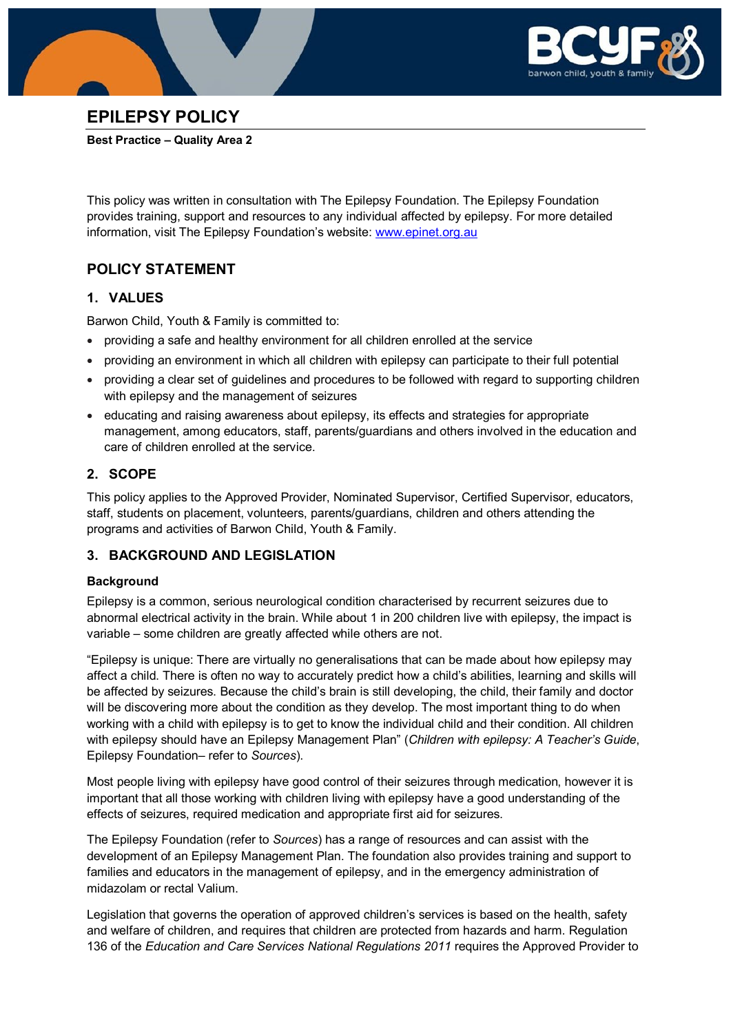# EPILEPSY POLICY

**Best Practice – Quality Area 2**

This policy was written in consultation with The Epilepsy Foundation. The Epilepsy Foundation provides training, support and resources to any individual affected by epilepsy. For more detailed information, visit The Epilepsy Foundation's website: www.epinet.org.au

## POLICY STATEMENT

### 1. VALUES

Barwon Child, Youth & Family is committed to:

- providing a safe and healthy environment for all children enrolled at the service
- providing an environment in which all children with epilepsy can participate to their full potential
- providing a clear set of guidelines and procedures to be followed with regard to supporting children with epilepsy and the management of seizures
- educating and raising awareness about epilepsy, its effects and strategies for appropriate management, among educators, staff, parents/guardians and others involved in the education and care of children enrolled at the service.

### 2. SCOPE

This policy applies to the Approved Provider, Nominated Supervisor, Certified Supervisor, educators, staff, students on placement, volunteers, parents/guardians, children and others attending the programs and activities of Barwon Child, Youth & Family.

### 3. BACKGROUND AND LEGISLATION

**Background**

Epilepsy is a common, serious neurological condition characterised by recurrent seizures due to abnormal electrical activity in the brain. While about 1 in 200 children live with epilepsy, the impact is variable – some children are greatly affected while others are not.

"Epilepsy is unique: There are virtually no generalisations that can be made about how epilepsy may affect a child. There is often no way to accurately predict how a child's abilities, learning and skills will be affected by seizures. Because the child's brain is still developing, the child, their family and doctor will be discovering more about the condition as they develop. The most important thing to do when working with a child with epilepsy is to get to know the individual child and their condition. All children with epilepsy should have an Epilepsy Management Plan" (*Children with epilepsy: A Teacher's Guide*, Epilepsy Foundation– refer to *Sources*).

Most people living with epilepsy have good control of their seizures through medication, however it is important that all those working with children living with epilepsy have a good understanding of the effects of seizures, required medication and appropriate first aid for seizures.

The Epilepsy Foundation (refer to *Sources*) has a range of resources and can assist with the development of an Epilepsy Management Plan. The foundation also provides training and support to families and educators in the management of epilepsy, and in the emergency administration of midazolam or rectal Valium.

Legislation that governs the operation of approved children's services is based on the health, safety and welfare of children, and requires that children are protected from hazards and harm. Regulation 136 of the *Education and Care Services National Regulations 2011* requires the Approved Provider to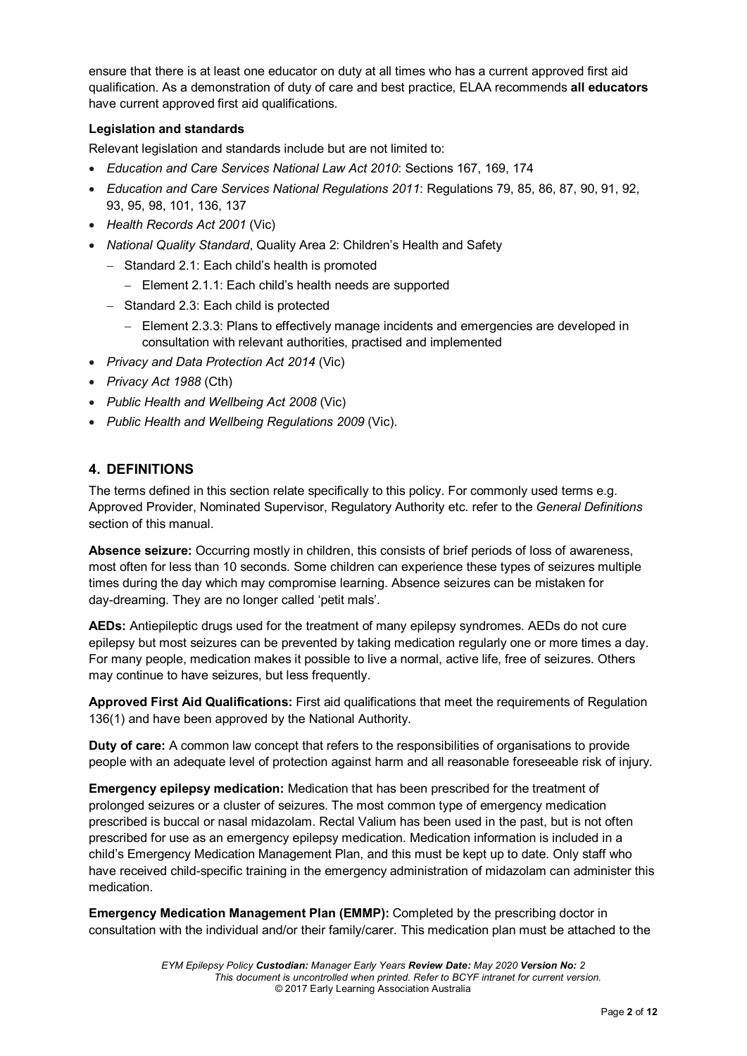ensure that there is at least one educator on duty at all times who has a current approved first aid qualification. As a demonstration of duty of care and best practice, ELAA recommends **all educators** have current approved first aid qualifications.

**Legislation and standards**

Relevant legislation and standards include but are not limited to:

- *Education and Care Services National Law Act 2010*: Sections 167, 169, 174
- *Education and Care Services National Regulations 2011*: Regulations 79, 85, 86, 87, 90, 91, 92, 93, 95, 98, 101, 136, 137
- *Health Records Act 2001* (Vic)
- *National Quality Standard*, Quality Area 2: Children's Health and Safety
  - Standard 2.1: Each child's health is promoted
    - Element 2.1.1: Each child's health needs are supported
  - Standard 2.3: Each child is protected
    - Element 2.3.3: Plans to effectively manage incidents and emergencies are developed in consultation with relevant authorities, practised and implemented
- *Privacy and Data Protection Act 2014* (Vic)
- *Privacy Act 1988* (Cth)
- *Public Health and Wellbeing Act 2008* (Vic)
- *Public Health and Wellbeing Regulations 2009* (Vic).

## 4. DEFINITIONS

The terms defined in this section relate specifically to this policy. For commonly used terms e.g. Approved Provider, Nominated Supervisor, Regulatory Authority etc. refer to the *General Definitions* section of this manual.

**Absence seizure:** Occurring mostly in children, this consists of brief periods of loss of awareness, most often for less than 10 seconds. Some children can experience these types of seizures multiple times during the day which may compromise learning. Absence seizures can be mistaken for day-dreaming. They are no longer called 'petit mals'.

**AEDs:** Antiepileptic drugs used for the treatment of many epilepsy syndromes. AEDs do not cure epilepsy but most seizures can be prevented by taking medication regularly one or more times a day. For many people, medication makes it possible to live a normal, active life, free of seizures. Others may continue to have seizures, but less frequently.

**Approved First Aid Qualifications:** First aid qualifications that meet the requirements of Regulation 136(1) and have been approved by the National Authority.

**Duty of care:** A common law concept that refers to the responsibilities of organisations to provide people with an adequate level of protection against harm and all reasonable foreseeable risk of injury.

**Emergency epilepsy medication:** Medication that has been prescribed for the treatment of prolonged seizures or a cluster of seizures. The most common type of emergency medication prescribed is buccal or nasal midazolam. Rectal Valium has been used in the past, but is not often prescribed for use as an emergency epilepsy medication. Medication information is included in a child's Emergency Medication Management Plan, and this must be kept up to date. Only staff who have received child-specific training in the emergency administration of midazolam can administer this medication.

**Emergency Medication Management Plan (EMMP):** Completed by the prescribing doctor in consultation with the individual and/or their family/carer. This medication plan must be attached to the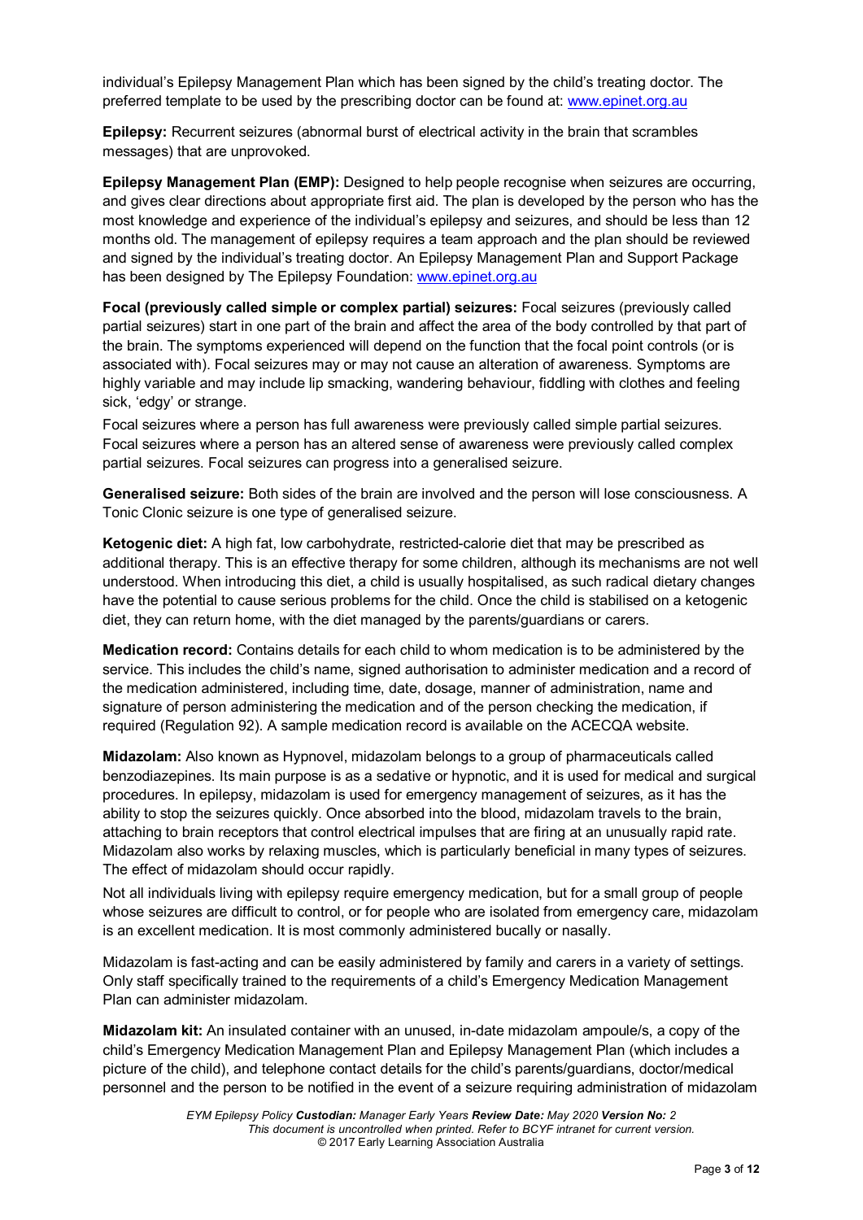individual's Epilepsy Management Plan which has been signed by the child's treating doctor. The preferred template to be used by the prescribing doctor can be found at: www.epinet.org.au

**Epilepsy:** Recurrent seizures (abnormal burst of electrical activity in the brain that scrambles messages) that are unprovoked.

**Epilepsy Management Plan (EMP):** Designed to help people recognise when seizures are occurring, and gives clear directions about appropriate first aid. The plan is developed by the person who has the most knowledge and experience of the individual's epilepsy and seizures, and should be less than 12 months old. The management of epilepsy requires a team approach and the plan should be reviewed and signed by the individual's treating doctor. An Epilepsy Management Plan and Support Package has been designed by The Epilepsy Foundation: www.epinet.org.au

**Focal (previously called simple or complex partial) seizures:** Focal seizures (previously called partial seizures) start in one part of the brain and affect the area of the body controlled by that part of the brain. The symptoms experienced will depend on the function that the focal point controls (or is associated with). Focal seizures may or may not cause an alteration of awareness. Symptoms are highly variable and may include lip smacking, wandering behaviour, fiddling with clothes and feeling sick, 'edgy' or strange.

Focal seizures where a person has full awareness were previously called simple partial seizures. Focal seizures where a person has an altered sense of awareness were previously called complex partial seizures. Focal seizures can progress into a generalised seizure.

**Generalised seizure:** Both sides of the brain are involved and the person will lose consciousness. A Tonic Clonic seizure is one type of generalised seizure.

**Ketogenic diet:** A high fat, low carbohydrate, restricted-calorie diet that may be prescribed as additional therapy. This is an effective therapy for some children, although its mechanisms are not well understood. When introducing this diet, a child is usually hospitalised, as such radical dietary changes have the potential to cause serious problems for the child. Once the child is stabilised on a ketogenic diet, they can return home, with the diet managed by the parents/guardians or carers.

**Medication record:** Contains details for each child to whom medication is to be administered by the service. This includes the child's name, signed authorisation to administer medication and a record of the medication administered, including time, date, dosage, manner of administration, name and signature of person administering the medication and of the person checking the medication, if required (Regulation 92). A sample medication record is available on the ACECQA website.

**Midazolam:** Also known as Hypnovel, midazolam belongs to a group of pharmaceuticals called benzodiazepines. Its main purpose is as a sedative or hypnotic, and it is used for medical and surgical procedures. In epilepsy, midazolam is used for emergency management of seizures, as it has the ability to stop the seizures quickly. Once absorbed into the blood, midazolam travels to the brain, attaching to brain receptors that control electrical impulses that are firing at an unusually rapid rate. Midazolam also works by relaxing muscles, which is particularly beneficial in many types of seizures. The effect of midazolam should occur rapidly.

Not all individuals living with epilepsy require emergency medication, but for a small group of people whose seizures are difficult to control, or for people who are isolated from emergency care, midazolam is an excellent medication. It is most commonly administered bucally or nasally.

Midazolam is fast-acting and can be easily administered by family and carers in a variety of settings. Only staff specifically trained to the requirements of a child's Emergency Medication Management Plan can administer midazolam.

**Midazolam kit:** An insulated container with an unused, in-date midazolam ampoule/s, a copy of the child's Emergency Medication Management Plan and Epilepsy Management Plan (which includes a picture of the child), and telephone contact details for the child's parents/guardians, doctor/medical personnel and the person to be notified in the event of a seizure requiring administration of midazolam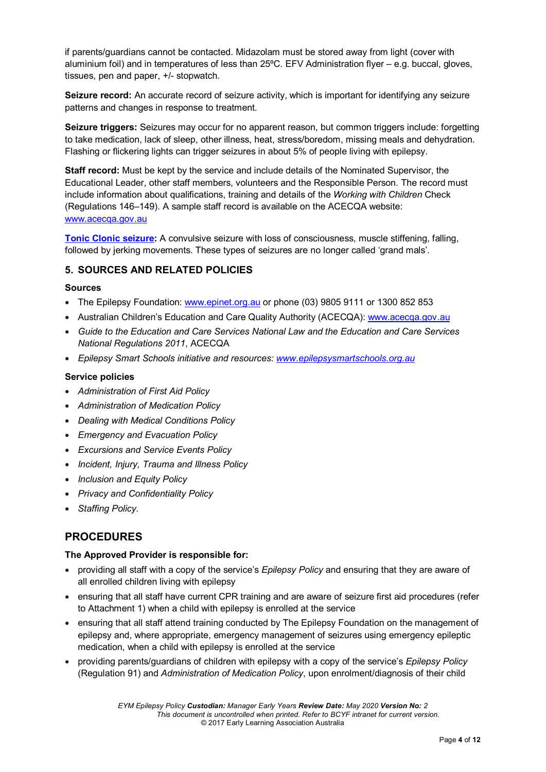if parents/guardians cannot be contacted. Midazolam must be stored away from light (cover with aluminium foil) and in temperatures of less than 25ºC. EFV Administration flyer – e.g. buccal, gloves, tissues, pen and paper, +/- stopwatch.

**Seizure record:** An accurate record of seizure activity, which is important for identifying any seizure patterns and changes in response to treatment.

**Seizure triggers:** Seizures may occur for no apparent reason, but common triggers include: forgetting to take medication, lack of sleep, other illness, heat, stress/boredom, missing meals and dehydration. Flashing or flickering lights can trigger seizures in about 5% of people living with epilepsy.

**Staff record:** Must be kept by the service and include details of the Nominated Supervisor, the Educational Leader, other staff members, volunteers and the Responsible Person. The record must include information about qualifications, training and details of the *Working with Children* Check (Regulations 146–149). A sample staff record is available on the ACECQA website: www.acecqa.gov.au

**Tonic Clonic seizure:** A convulsive seizure with loss of consciousness, muscle stiffening, falling, followed by jerking movements. These types of seizures are no longer called 'grand mals'.

### 5. SOURCES AND RELATED POLICIES

#### Sources

- The Epilepsy Foundation: www.epinet.org.au or phone (03) 9805 9111 or 1300 852 853
- Australian Children's Education and Care Quality Authority (ACECQA): www.acecqa.gov.au
- *Guide to the Education and Care Services National Law and the Education and Care Services National Regulations 2011*, ACECQA
- *Epilepsy Smart Schools initiative and resources: www.epilepsysmartschools.org.au*

#### Service policies

- *Administration of First Aid Policy*
- *Administration of Medication Policy*
- *Dealing with Medical Conditions Policy*
- *Emergency and Evacuation Policy*
- *Excursions and Service Events Policy*
- *Incident, Injury, Trauma and Illness Policy*
- *Inclusion and Equity Policy*
- *Privacy and Confidentiality Policy*
- *Staffing Policy.*

## PROCEDURES

#### The Approved Provider is responsible for:

- providing all staff with a copy of the service's *Epilepsy Policy* and ensuring that they are aware of all enrolled children living with epilepsy
- ensuring that all staff have current CPR training and are aware of seizure first aid procedures (refer to Attachment 1) when a child with epilepsy is enrolled at the service
- ensuring that all staff attend training conducted by The Epilepsy Foundation on the management of epilepsy and, where appropriate, emergency management of seizures using emergency epileptic medication, when a child with epilepsy is enrolled at the service
- providing parents/guardians of children with epilepsy with a copy of the service's *Epilepsy Policy* (Regulation 91) and *Administration of Medication Policy*, upon enrolment/diagnosis of their child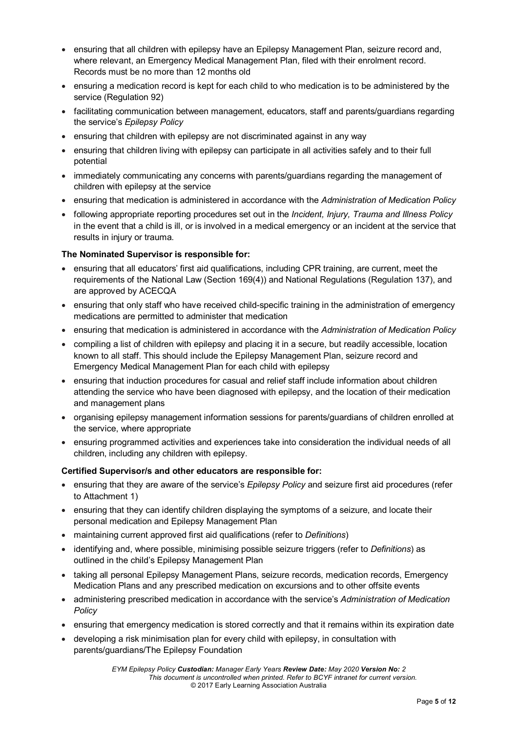- ensuring that all children with epilepsy have an Epilepsy Management Plan, seizure record and, where relevant, an Emergency Medical Management Plan, filed with their enrolment record. Records must be no more than 12 months old
- ensuring a medication record is kept for each child to who medication is to be administered by the service (Regulation 92)
- facilitating communication between management, educators, staff and parents/guardians regarding the service's *Epilepsy Policy*
- ensuring that children with epilepsy are not discriminated against in any way
- ensuring that children living with epilepsy can participate in all activities safely and to their full potential
- immediately communicating any concerns with parents/guardians regarding the management of children with epilepsy at the service
- ensuring that medication is administered in accordance with the *Administration of Medication Policy*
- following appropriate reporting procedures set out in the *Incident, Injury, Trauma and Illness Policy* in the event that a child is ill, or is involved in a medical emergency or an incident at the service that results in injury or trauma.

**The Nominated Supervisor is responsible for:**

- ensuring that all educators' first aid qualifications, including CPR training, are current, meet the requirements of the National Law (Section 169(4)) and National Regulations (Regulation 137), and are approved by ACECQA
- ensuring that only staff who have received child-specific training in the administration of emergency medications are permitted to administer that medication
- ensuring that medication is administered in accordance with the *Administration of Medication Policy*
- compiling a list of children with epilepsy and placing it in a secure, but readily accessible, location known to all staff. This should include the Epilepsy Management Plan, seizure record and Emergency Medical Management Plan for each child with epilepsy
- ensuring that induction procedures for casual and relief staff include information about children attending the service who have been diagnosed with epilepsy, and the location of their medication and management plans
- organising epilepsy management information sessions for parents/guardians of children enrolled at the service, where appropriate
- ensuring programmed activities and experiences take into consideration the individual needs of all children, including any children with epilepsy.

**Certified Supervisor/s and other educators are responsible for:**

- ensuring that they are aware of the service's *Epilepsy Policy* and seizure first aid procedures (refer to Attachment 1)
- ensuring that they can identify children displaying the symptoms of a seizure, and locate their personal medication and Epilepsy Management Plan
- maintaining current approved first aid qualifications (refer to *Definitions*)
- identifying and, where possible, minimising possible seizure triggers (refer to *Definitions*) as outlined in the child's Epilepsy Management Plan
- taking all personal Epilepsy Management Plans, seizure records, medication records, Emergency Medication Plans and any prescribed medication on excursions and to other offsite events
- administering prescribed medication in accordance with the service's *Administration of Medication Policy*
- ensuring that emergency medication is stored correctly and that it remains within its expiration date
- developing a risk minimisation plan for every child with epilepsy, in consultation with parents/guardians/The Epilepsy Foundation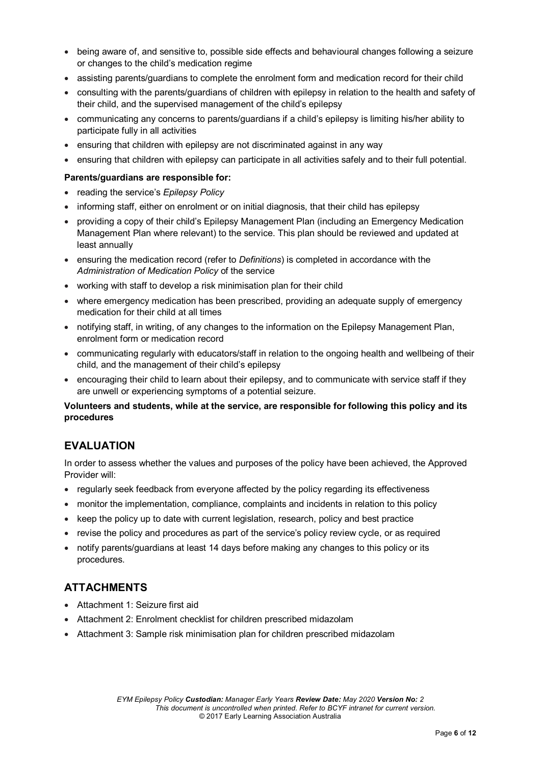- being aware of, and sensitive to, possible side effects and behavioural changes following a seizure or changes to the child's medication regime
- assisting parents/guardians to complete the enrolment form and medication record for their child
- consulting with the parents/guardians of children with epilepsy in relation to the health and safety of their child, and the supervised management of the child's epilepsy
- communicating any concerns to parents/guardians if a child's epilepsy is limiting his/her ability to participate fully in all activities
- ensuring that children with epilepsy are not discriminated against in any way
- ensuring that children with epilepsy can participate in all activities safely and to their full potential.

**Parents/guardians are responsible for:**

- reading the service's *Epilepsy Policy*
- informing staff, either on enrolment or on initial diagnosis, that their child has epilepsy
- providing a copy of their child's Epilepsy Management Plan (including an Emergency Medication Management Plan where relevant) to the service. This plan should be reviewed and updated at least annually
- ensuring the medication record (refer to *Definitions*) is completed in accordance with the *Administration of Medication Policy* of the service
- working with staff to develop a risk minimisation plan for their child
- where emergency medication has been prescribed, providing an adequate supply of emergency medication for their child at all times
- notifying staff, in writing, of any changes to the information on the Epilepsy Management Plan, enrolment form or medication record
- communicating regularly with educators/staff in relation to the ongoing health and wellbeing of their child, and the management of their child's epilepsy
- encouraging their child to learn about their epilepsy, and to communicate with service staff if they are unwell or experiencing symptoms of a potential seizure.

**Volunteers and students, while at the service, are responsible for following this policy and its procedures**

## EVALUATION

In order to assess whether the values and purposes of the policy have been achieved, the Approved Provider will:

- regularly seek feedback from everyone affected by the policy regarding its effectiveness
- monitor the implementation, compliance, complaints and incidents in relation to this policy
- keep the policy up to date with current legislation, research, policy and best practice
- revise the policy and procedures as part of the service's policy review cycle, or as required
- notify parents/guardians at least 14 days before making any changes to this policy or its procedures.

## ATTACHMENTS

- Attachment 1: Seizure first aid
- Attachment 2: Enrolment checklist for children prescribed midazolam
- Attachment 3: Sample risk minimisation plan for children prescribed midazolam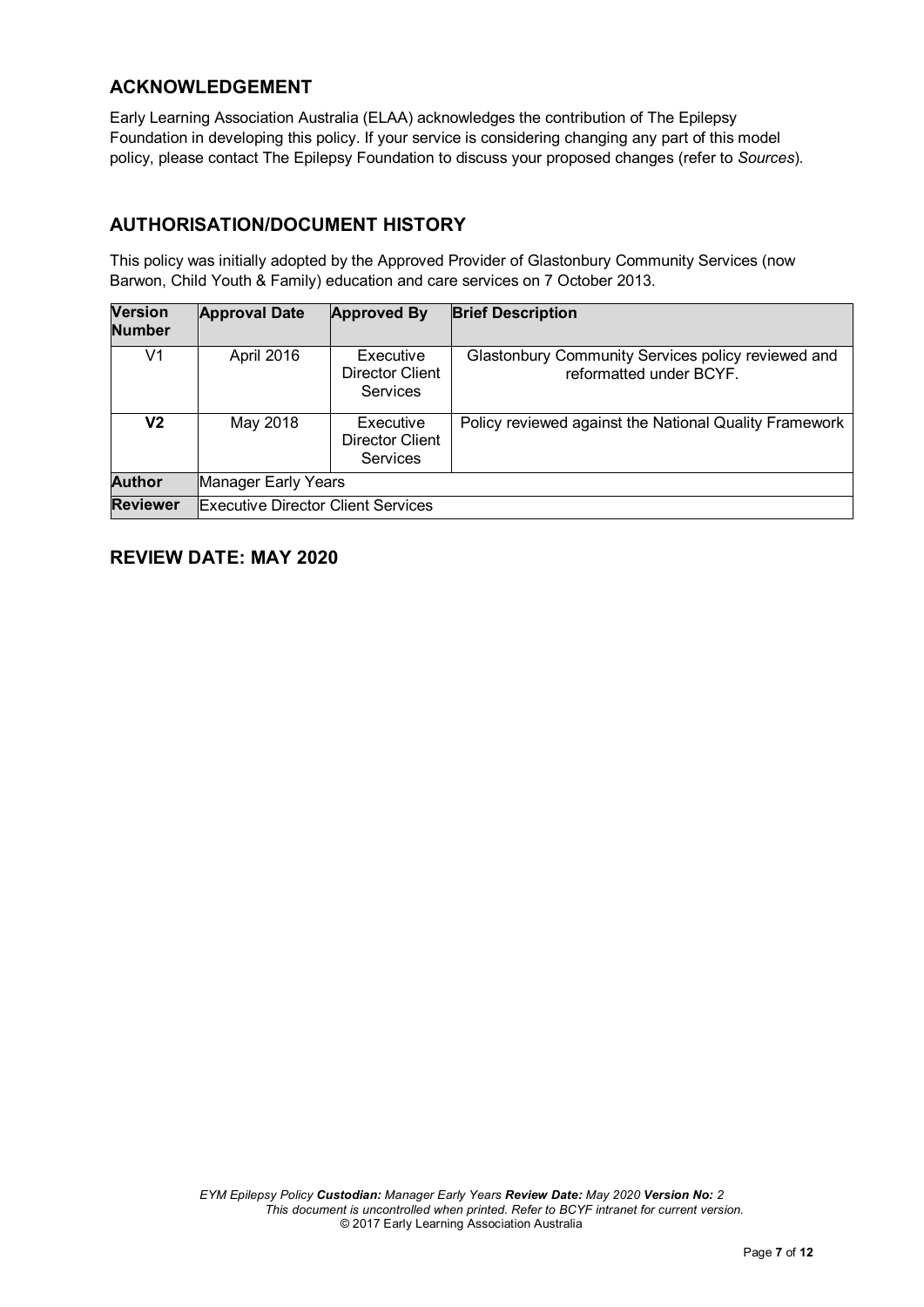## ACKNOWLEDGEMENT

Early Learning Association Australia (ELAA) acknowledges the contribution of The Epilepsy Foundation in developing this policy. If your service is considering changing any part of this model policy, please contact The Epilepsy Foundation to discuss your proposed changes (refer to *Sources*).

## AUTHORISATION/DOCUMENT HISTORY

This policy was initially adopted by the Approved Provider of Glastonbury Community Services (now Barwon, Child Youth & Family) education and care services on 7 October 2013.

| Version Number | Approval Date | Approved By | Brief Description |
|---|---|---|---|
| V1 | April 2016 | Executive Director Client Services | Glastonbury Community Services policy reviewed and reformatted under BCYF. |
| **V2** | May 2018 | Executive Director Client Services | Policy reviewed against the National Quality Framework |
| **Author** | Manager Early Years | | |
| **Reviewer** | Executive Director Client Services | | |

## REVIEW DATE: MAY 2020

*EYM Epilepsy Policy* ***Custodian:*** *Manager Early Years* ***Review Date:*** *May 2020* ***Version No:*** *2*
*This document is uncontrolled when printed. Refer to BCYF intranet for current version.*
© 2017 Early Learning Association Australia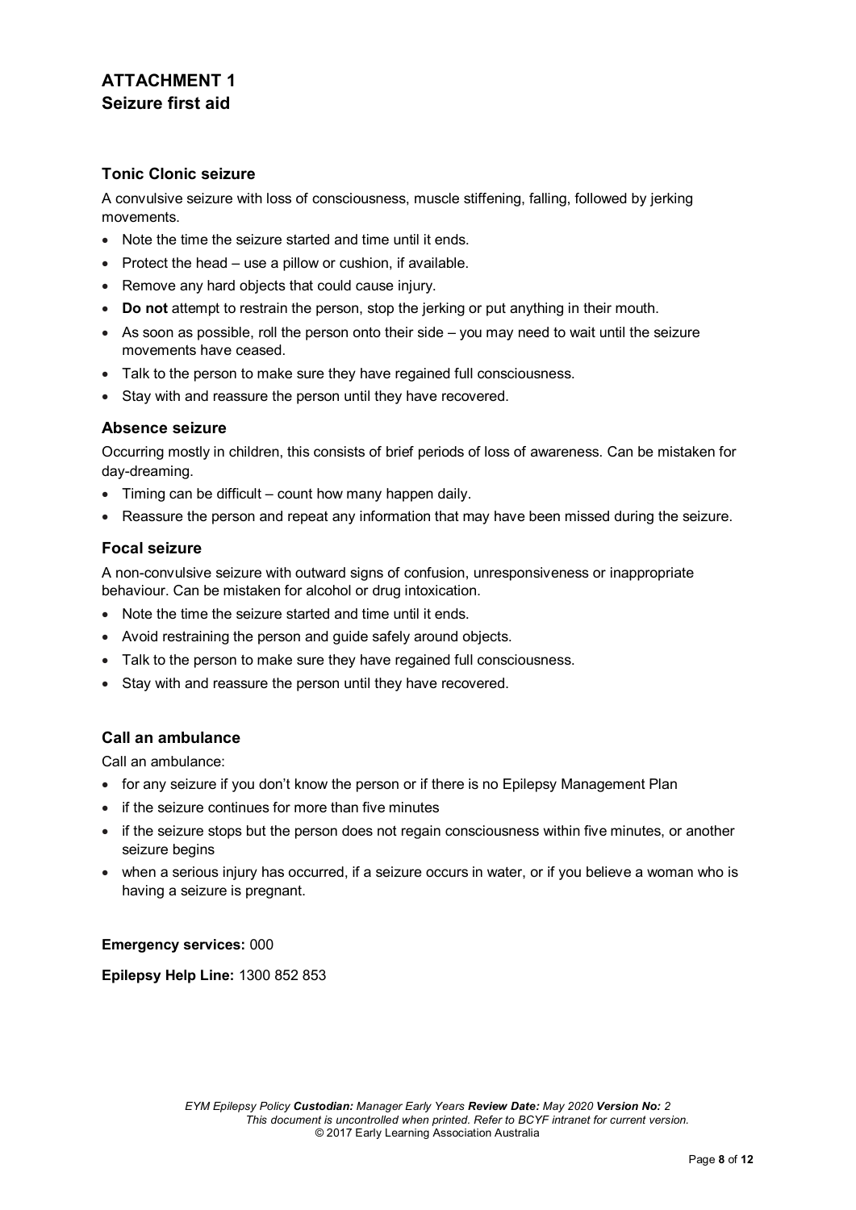# ATTACHMENT 1
## Seizure first aid

### Tonic Clonic seizure

A convulsive seizure with loss of consciousness, muscle stiffening, falling, followed by jerking movements.

- Note the time the seizure started and time until it ends.
- Protect the head – use a pillow or cushion, if available.
- Remove any hard objects that could cause injury.
- **Do not** attempt to restrain the person, stop the jerking or put anything in their mouth.
- As soon as possible, roll the person onto their side – you may need to wait until the seizure movements have ceased.
- Talk to the person to make sure they have regained full consciousness.
- Stay with and reassure the person until they have recovered.

### Absence seizure

Occurring mostly in children, this consists of brief periods of loss of awareness. Can be mistaken for day-dreaming.

- Timing can be difficult – count how many happen daily.
- Reassure the person and repeat any information that may have been missed during the seizure.

### Focal seizure

A non-convulsive seizure with outward signs of confusion, unresponsiveness or inappropriate behaviour. Can be mistaken for alcohol or drug intoxication.

- Note the time the seizure started and time until it ends.
- Avoid restraining the person and guide safely around objects.
- Talk to the person to make sure they have regained full consciousness.
- Stay with and reassure the person until they have recovered.

### Call an ambulance

Call an ambulance:

- for any seizure if you don't know the person or if there is no Epilepsy Management Plan
- if the seizure continues for more than five minutes
- if the seizure stops but the person does not regain consciousness within five minutes, or another seizure begins
- when a serious injury has occurred, if a seizure occurs in water, or if you believe a woman who is having a seizure is pregnant.

**Emergency services:** 000

**Epilepsy Help Line:** 1300 852 853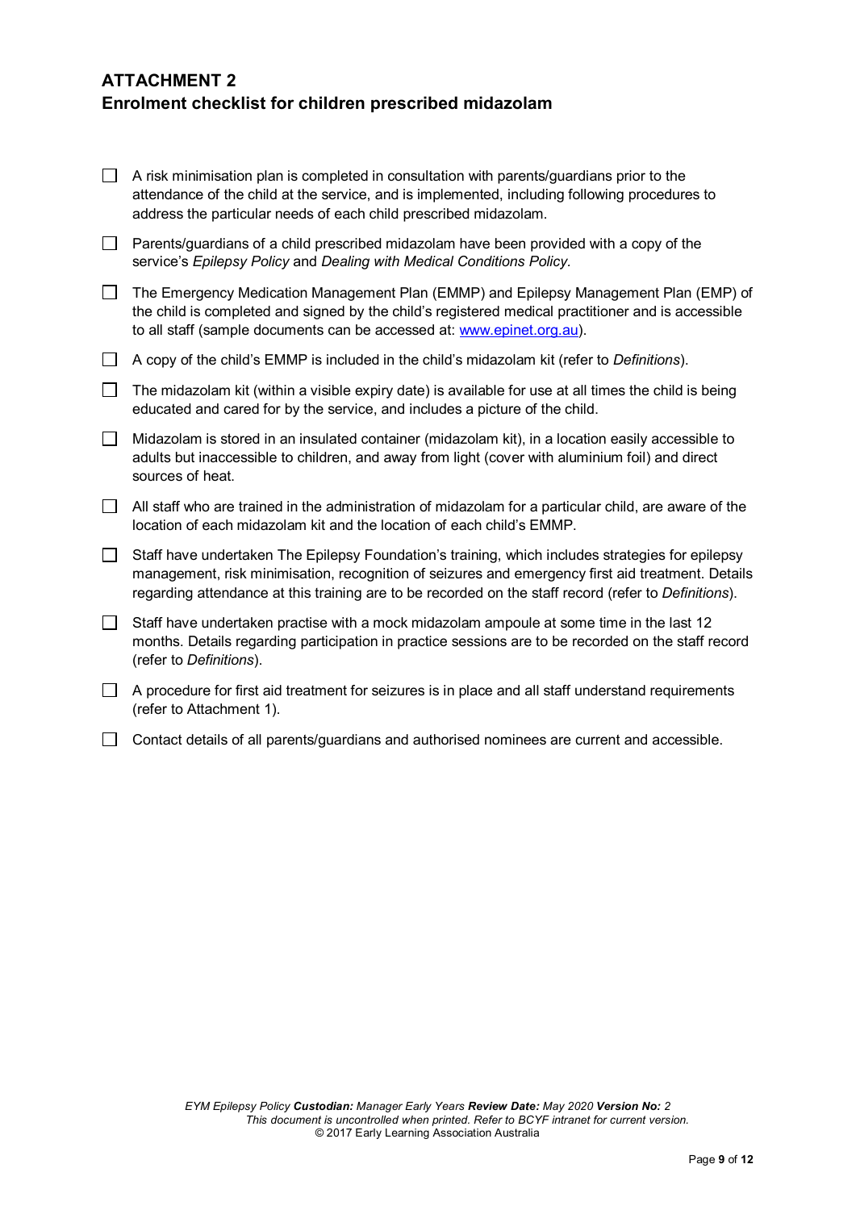## ATTACHMENT 2
## Enrolment checklist for children prescribed midazolam

- [ ] A risk minimisation plan is completed in consultation with parents/guardians prior to the attendance of the child at the service, and is implemented, including following procedures to address the particular needs of each child prescribed midazolam.
- [ ] Parents/guardians of a child prescribed midazolam have been provided with a copy of the service's *Epilepsy Policy* and *Dealing with Medical Conditions Policy.*
- [ ] The Emergency Medication Management Plan (EMMP) and Epilepsy Management Plan (EMP) of the child is completed and signed by the child's registered medical practitioner and is accessible to all staff (sample documents can be accessed at: [www.epinet.org.au](http://www.epinet.org.au)).
- [ ] A copy of the child's EMMP is included in the child's midazolam kit (refer to *Definitions*).
- [ ] The midazolam kit (within a visible expiry date) is available for use at all times the child is being educated and cared for by the service, and includes a picture of the child.
- [ ] Midazolam is stored in an insulated container (midazolam kit), in a location easily accessible to adults but inaccessible to children, and away from light (cover with aluminium foil) and direct sources of heat.
- [ ] All staff who are trained in the administration of midazolam for a particular child, are aware of the location of each midazolam kit and the location of each child's EMMP.
- [ ] Staff have undertaken The Epilepsy Foundation's training, which includes strategies for epilepsy management, risk minimisation, recognition of seizures and emergency first aid treatment. Details regarding attendance at this training are to be recorded on the staff record (refer to *Definitions*).
- [ ] Staff have undertaken practise with a mock midazolam ampoule at some time in the last 12 months. Details regarding participation in practice sessions are to be recorded on the staff record (refer to *Definitions*).
- [ ] A procedure for first aid treatment for seizures is in place and all staff understand requirements (refer to Attachment 1).
- [ ] Contact details of all parents/guardians and authorised nominees are current and accessible.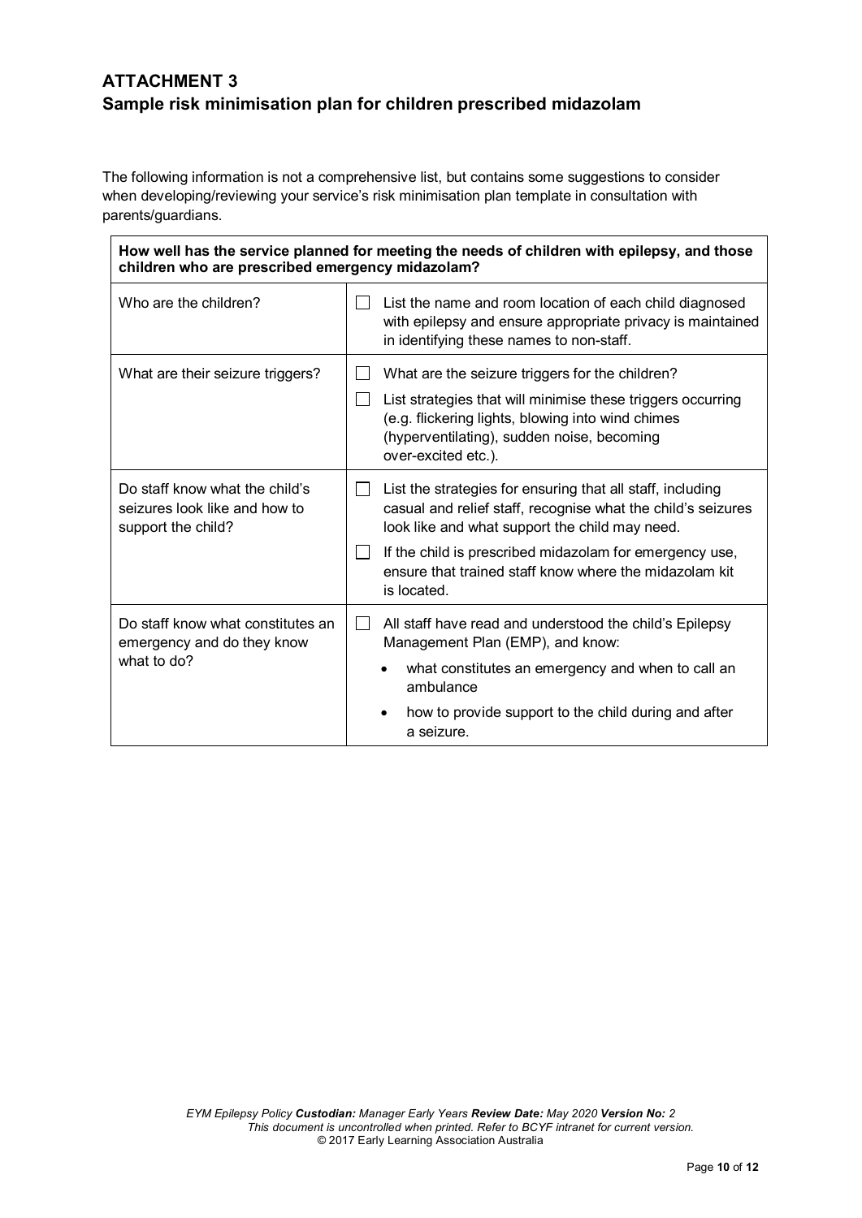## ATTACHMENT 3
## Sample risk minimisation plan for children prescribed midazolam

The following information is not a comprehensive list, but contains some suggestions to consider when developing/reviewing your service's risk minimisation plan template in consultation with parents/guardians.

| **How well has the service planned for meeting the needs of children with epilepsy, and those children who are prescribed emergency midazolam?** | |
|---|---|
| Who are the children? | ☐ List the name and room location of each child diagnosed with epilepsy and ensure appropriate privacy is maintained in identifying these names to non-staff. |
| What are their seizure triggers? | ☐ What are the seizure triggers for the children?<br>☐ List strategies that will minimise these triggers occurring (e.g. flickering lights, blowing into wind chimes (hyperventilating), sudden noise, becoming over-excited etc.). |
| Do staff know what the child's seizures look like and how to support the child? | ☐ List the strategies for ensuring that all staff, including casual and relief staff, recognise what the child's seizures look like and what support the child may need.<br>☐ If the child is prescribed midazolam for emergency use, ensure that trained staff know where the midazolam kit is located. |
| Do staff know what constitutes an emergency and do they know what to do? | ☐ All staff have read and understood the child's Epilepsy Management Plan (EMP), and know:<br>• what constitutes an emergency and when to call an ambulance<br>• how to provide support to the child during and after a seizure. |

*EYM Epilepsy Policy* ***Custodian:*** *Manager Early Years* ***Review Date:*** *May 2020* ***Version No:*** *2*
*This document is uncontrolled when printed. Refer to BCYF intranet for current version.*
© 2017 Early Learning Association Australia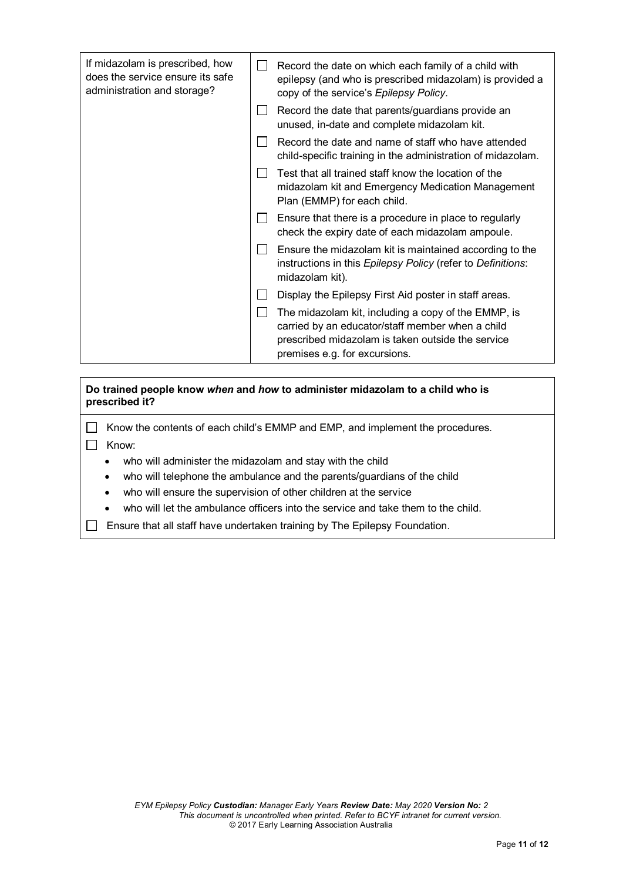| If midazolam is prescribed, how does the service ensure its safe administration and storage? | ☐ Record the date on which each family of a child with epilepsy (and who is prescribed midazolam) is provided a copy of the service's *Epilepsy Policy*.<br>☐ Record the date that parents/guardians provide an unused, in-date and complete midazolam kit.<br>☐ Record the date and name of staff who have attended child-specific training in the administration of midazolam.<br>☐ Test that all trained staff know the location of the midazolam kit and Emergency Medication Management Plan (EMMP) for each child.<br>☐ Ensure that there is a procedure in place to regularly check the expiry date of each midazolam ampoule.<br>☐ Ensure the midazolam kit is maintained according to the instructions in this *Epilepsy Policy* (refer to *Definitions*: midazolam kit).<br>☐ Display the Epilepsy First Aid poster in staff areas.<br>☐ The midazolam kit, including a copy of the EMMP, is carried by an educator/staff member when a child prescribed midazolam is taken outside the service premises e.g. for excursions. |
|---|---|

**Do trained people know *when* and *how* to administer midazolam to a child who is prescribed it?**

☐ Know the contents of each child's EMMP and EMP, and implement the procedures.

☐ Know:

- who will administer the midazolam and stay with the child
- who will telephone the ambulance and the parents/guardians of the child
- who will ensure the supervision of other children at the service
- who will let the ambulance officers into the service and take them to the child.

☐ Ensure that all staff have undertaken training by The Epilepsy Foundation.

*EYM Epilepsy Policy* ***Custodian:*** *Manager Early Years* ***Review Date:*** *May 2020* ***Version No:*** *2*
*This document is uncontrolled when printed. Refer to BCYF intranet for current version.*
© 2017 Early Learning Association Australia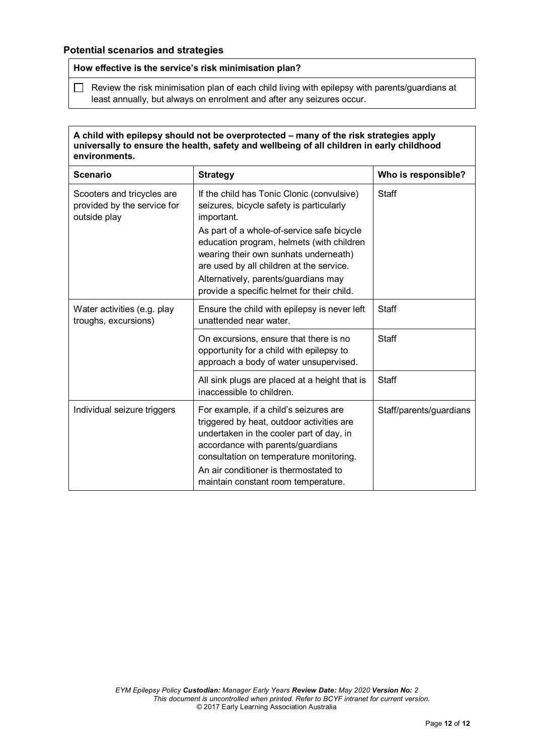### Potential scenarios and strategies

| How effective is the service's risk minimisation plan? |
| --- |
| ☐ Review the risk minimisation plan of each child living with epilepsy with parents/guardians at least annually, but always on enrolment and after any seizures occur. |

**A child with epilepsy should not be overprotected – many of the risk strategies apply universally to ensure the health, safety and wellbeing of all children in early childhood environments.**

| Scenario | Strategy | Who is responsible? |
| --- | --- | --- |
| Scooters and tricycles are provided by the service for outside play | If the child has Tonic Clonic (convulsive) seizures, bicycle safety is particularly important.<br>As part of a whole-of-service safe bicycle education program, helmets (with children wearing their own sunhats underneath) are used by all children at the service.<br>Alternatively, parents/guardians may provide a specific helmet for their child. | Staff |
| Water activities (e.g. play troughs, excursions) | Ensure the child with epilepsy is never left unattended near water. | Staff |
| | On excursions, ensure that there is no opportunity for a child with epilepsy to approach a body of water unsupervised. | Staff |
| | All sink plugs are placed at a height that is inaccessible to children. | Staff |
| Individual seizure triggers | For example, if a child's seizures are triggered by heat, outdoor activities are undertaken in the cooler part of day, in accordance with parents/guardians consultation on temperature monitoring.<br>An air conditioner is thermostated to maintain constant room temperature. | Staff/parents/guardians |

*EYM Epilepsy Policy* ***Custodian:*** *Manager Early Years* ***Review Date:*** *May 2020* ***Version No:*** *2*
*This document is uncontrolled when printed. Refer to BCYF intranet for current version.*
© 2017 Early Learning Association Australia